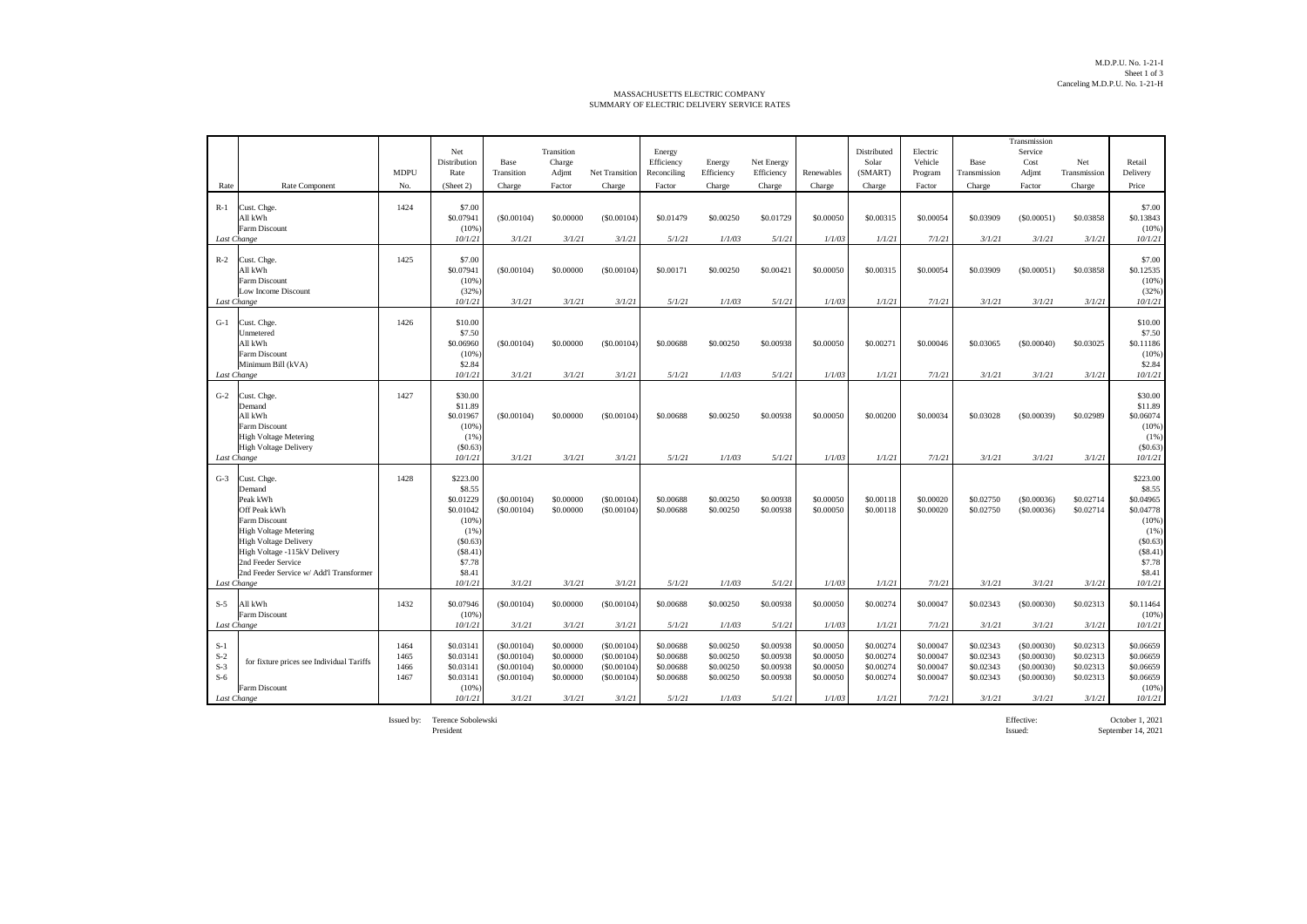M.D.P.U. No. 1-21-I
Sheet 1 of 3
Canceling M.D.P.U. No. 1-21-H

# MASSACHUSETTS ELECTRIC COMPANY
## SUMMARY OF ELECTRIC DELIVERY SERVICE RATES

| Rate | Rate Component | MDPU No. | Net Distribution Rate (Sheet 2) | Base Transition Charge | Transition Charge Adjmt Factor | Net Transition Charge | Energy Efficiency Reconciling Factor | Energy Efficiency Charge | Net Energy Efficiency Charge | Renewables Charge | Distributed Solar (SMART) Charge | Electric Vehicle Program Factor | Base Transmission Charge | Transmission Service Cost Adjmt Factor | Net Transmission Charge | Retail Delivery Price |
|---|---|---|---|---|---|---|---|---|---|---|---|---|---|---|---|---|
| R-1 | Cust. Chge. | 1424 | $7.00 | | | | | | | | | | | | | $7.00 |
| | All kWh | | $0.07941 | ($0.00104) | $0.00000 | ($0.00104) | $0.01479 | $0.00250 | $0.01729 | $0.00050 | $0.00315 | $0.00054 | $0.03909 | ($0.00051) | $0.03858 | $0.13843 |
| | Farm Discount | | (10%) | | | | | | | | | | | | | (10%) |
| *Last Change* | | | *10/1/21* | *3/1/21* | *3/1/21* | *3/1/21* | *5/1/21* | *1/1/03* | *5/1/21* | *1/1/03* | *1/1/21* | *7/1/21* | *3/1/21* | *3/1/21* | *3/1/21* | *10/1/21* |
| R-2 | Cust. Chge. | 1425 | $7.00 | | | | | | | | | | | | | $7.00 |
| | All kWh | | $0.07941 | ($0.00104) | $0.00000 | ($0.00104) | $0.00171 | $0.00250 | $0.00421 | $0.00050 | $0.00315 | $0.00054 | $0.03909 | ($0.00051) | $0.03858 | $0.12535 |
| | Farm Discount | | (10%) | | | | | | | | | | | | | (10%) |
| | Low Income Discount | | (32%) | | | | | | | | | | | | | (32%) |
| *Last Change* | | | *10/1/21* | *3/1/21* | *3/1/21* | *3/1/21* | *5/1/21* | *1/1/03* | *5/1/21* | *1/1/03* | *1/1/21* | *7/1/21* | *3/1/21* | *3/1/21* | *3/1/21* | *10/1/21* |
| G-1 | Cust. Chge. | 1426 | $10.00 | | | | | | | | | | | | | $10.00 |
| | Unmetered | | $7.50 | | | | | | | | | | | | | $7.50 |
| | All kWh | | $0.06960 | ($0.00104) | $0.00000 | ($0.00104) | $0.00688 | $0.00250 | $0.00938 | $0.00050 | $0.00271 | $0.00046 | $0.03065 | ($0.00040) | $0.03025 | $0.11186 |
| | Farm Discount | | (10%) | | | | | | | | | | | | | (10%) |
| | Minimum Bill (kVA) | | $2.84 | | | | | | | | | | | | | $2.84 |
| *Last Change* | | | *10/1/21* | *3/1/21* | *3/1/21* | *3/1/21* | *5/1/21* | *1/1/03* | *5/1/21* | *1/1/03* | *1/1/21* | *7/1/21* | *3/1/21* | *3/1/21* | *3/1/21* | *10/1/21* |
| G-2 | Cust. Chge. | 1427 | $30.00 | | | | | | | | | | | | | $30.00 |
| | Demand | | $11.89 | | | | | | | | | | | | | $11.89 |
| | All kWh | | $0.01967 | ($0.00104) | $0.00000 | ($0.00104) | $0.00688 | $0.00250 | $0.00938 | $0.00050 | $0.00200 | $0.00034 | $0.03028 | ($0.00039) | $0.02989 | $0.06074 |
| | Farm Discount | | (10%) | | | | | | | | | | | | | (10%) |
| | High Voltage Metering | | (1%) | | | | | | | | | | | | | (1%) |
| | High Voltage Delivery | | ($0.63) | | | | | | | | | | | | | ($0.63) |
| *Last Change* | | | *10/1/21* | *3/1/21* | *3/1/21* | *3/1/21* | *5/1/21* | *1/1/03* | *5/1/21* | *1/1/03* | *1/1/21* | *7/1/21* | *3/1/21* | *3/1/21* | *3/1/21* | *10/1/21* |
| G-3 | Cust. Chge. | 1428 | $223.00 | | | | | | | | | | | | | $223.00 |
| | Demand | | $8.55 | | | | | | | | | | | | | $8.55 |
| | Peak kWh | | $0.01229 | ($0.00104) | $0.00000 | ($0.00104) | $0.00688 | $0.00250 | $0.00938 | $0.00050 | $0.00118 | $0.00020 | $0.02750 | ($0.00036) | $0.02714 | $0.04965 |
| | Off Peak kWh | | $0.01042 | ($0.00104) | $0.00000 | ($0.00104) | $0.00688 | $0.00250 | $0.00938 | $0.00050 | $0.00118 | $0.00020 | $0.02750 | ($0.00036) | $0.02714 | $0.04778 |
| | Farm Discount | | (10%) | | | | | | | | | | | | | (10%) |
| | High Voltage Metering | | (1%) | | | | | | | | | | | | | (1%) |
| | High Voltage Delivery | | ($0.63) | | | | | | | | | | | | | ($0.63) |
| | High Voltage -115kV Delivery | | ($8.41) | | | | | | | | | | | | | ($8.41) |
| | 2nd Feeder Service | | $7.78 | | | | | | | | | | | | | $7.78 |
| | 2nd Feeder Service w/ Add'l Transformer | | $8.41 | | | | | | | | | | | | | $8.41 |
| *Last Change* | | | *10/1/21* | *3/1/21* | *3/1/21* | *3/1/21* | *5/1/21* | *1/1/03* | *5/1/21* | *1/1/03* | *1/1/21* | *7/1/21* | *3/1/21* | *3/1/21* | *3/1/21* | *10/1/21* |
| S-5 | All kWh | 1432 | $0.07946 | ($0.00104) | $0.00000 | ($0.00104) | $0.00688 | $0.00250 | $0.00938 | $0.00050 | $0.00274 | $0.00047 | $0.02343 | ($0.00030) | $0.02313 | $0.11464 |
| | Farm Discount | | (10%) | | | | | | | | | | | | | (10%) |
| *Last Change* | | | *10/1/21* | *3/1/21* | *3/1/21* | *3/1/21* | *5/1/21* | *1/1/03* | *5/1/21* | *1/1/03* | *1/1/21* | *7/1/21* | *3/1/21* | *3/1/21* | *3/1/21* | *10/1/21* |
| S-1 | for fixture prices see Individual Tariffs | 1464 | $0.03141 | ($0.00104) | $0.00000 | ($0.00104) | $0.00688 | $0.00250 | $0.00938 | $0.00050 | $0.00274 | $0.00047 | $0.02343 | ($0.00030) | $0.02313 | $0.06659 |
| S-2 | | 1465 | $0.03141 | ($0.00104) | $0.00000 | ($0.00104) | $0.00688 | $0.00250 | $0.00938 | $0.00050 | $0.00274 | $0.00047 | $0.02343 | ($0.00030) | $0.02313 | $0.06659 |
| S-3 | | 1466 | $0.03141 | ($0.00104) | $0.00000 | ($0.00104) | $0.00688 | $0.00250 | $0.00938 | $0.00050 | $0.00274 | $0.00047 | $0.02343 | ($0.00030) | $0.02313 | $0.06659 |
| S-6 | | 1467 | $0.03141 | ($0.00104) | $0.00000 | ($0.00104) | $0.00688 | $0.00250 | $0.00938 | $0.00050 | $0.00274 | $0.00047 | $0.02343 | ($0.00030) | $0.02313 | $0.06659 |
| | Farm Discount | | (10%) | | | | | | | | | | | | | (10%) |
| *Last Change* | | | *10/1/21* | *3/1/21* | *3/1/21* | *3/1/21* | *5/1/21* | *1/1/03* | *5/1/21* | *1/1/03* | *1/1/21* | *7/1/21* | *3/1/21* | *3/1/21* | *3/1/21* | *10/1/21* |

Issued by: Terence Sobolewski
President

Effective: October 1, 2021
Issued: September 14, 2021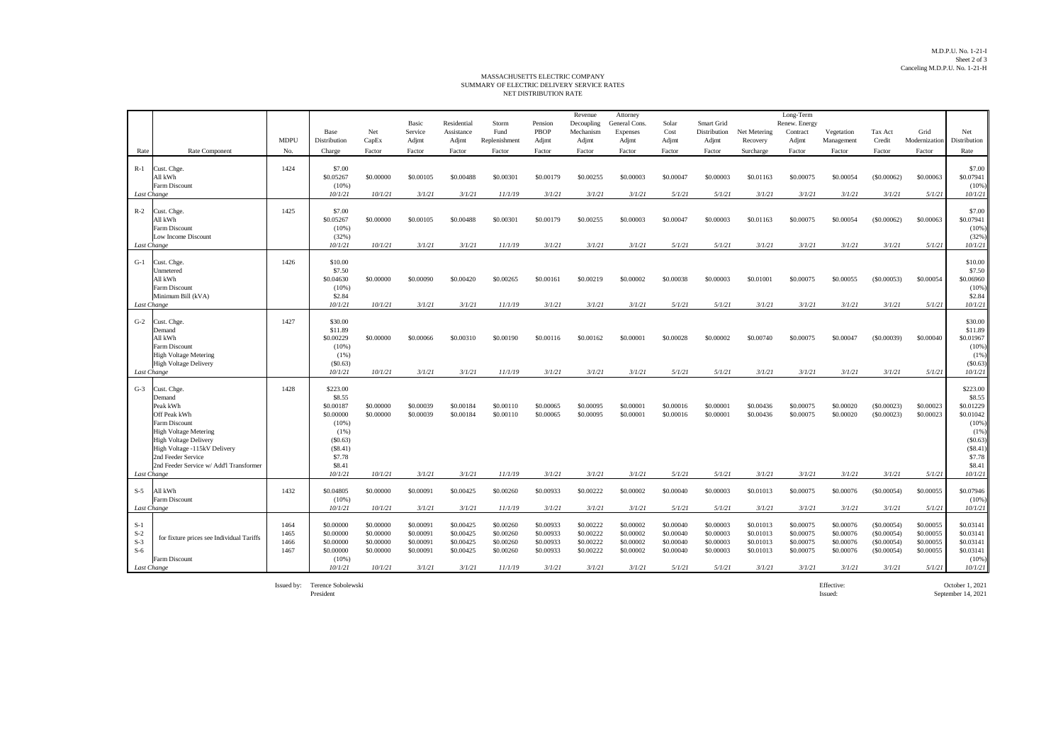M.D.P.U. No. 1-21-I
Sheet 2 of 3
Canceling M.D.P.U. No. 1-21-H

# MASSACHUSETTS ELECTRIC COMPANY
## SUMMARY OF ELECTRIC DELIVERY SERVICE RATES
### NET DISTRIBUTION RATE

| Rate | Rate Component | MDPU No. | Base Distribution Charge | Net CapEx Factor | Basic Service Adjmt Factor | Residential Assistance Adjmt Factor | Storm Fund Replenishment Factor | Pension PBOP Adjmt Factor | Revenue Decoupling Mechanism Adjmt Factor | Attorney General Cons. Expenses Adjmt Factor | Solar Cost Adjmt Factor | Smart Grid Distribution Adjmt Factor | Net Metering Recovery Surcharge | Long-Term Renew. Energy Contract Adjmt Factor | Vegetation Management Factor | Tax Act Credit Factor | Grid Modernization Factor | Net Distribution Rate |
|---|---|---|---|---|---|---|---|---|---|---|---|---|---|---|---|---|---|---|
| R-1 | Cust. Chge. | 1424 | $7.00 | | | | | | | | | | | | | | | $7.00 |
| | All kWh | | $0.05267 | $0.00000 | $0.00105 | $0.00488 | $0.00301 | $0.00179 | $0.00255 | $0.00003 | $0.00047 | $0.00003 | $0.01163 | $0.00075 | $0.00054 | ($0.00062) | $0.00063 | $0.07941 |
| | Farm Discount | | (10%) | | | | | | | | | | | | | | | (10%) |
| *Last Change* | | | *10/1/21* | *10/1/21* | *3/1/21* | *3/1/21* | *11/1/19* | *3/1/21* | *3/1/21* | *3/1/21* | *5/1/21* | *5/1/21* | *3/1/21* | *3/1/21* | *3/1/21* | *3/1/21* | *5/1/21* | *10/1/21* |
| R-2 | Cust. Chge. | 1425 | $7.00 | | | | | | | | | | | | | | | $7.00 |
| | All kWh | | $0.05267 | $0.00000 | $0.00105 | $0.00488 | $0.00301 | $0.00179 | $0.00255 | $0.00003 | $0.00047 | $0.00003 | $0.01163 | $0.00075 | $0.00054 | ($0.00062) | $0.00063 | $0.07941 |
| | Farm Discount | | (10%) | | | | | | | | | | | | | | | (10%) |
| | Low Income Discount | | (32%) | | | | | | | | | | | | | | | (32%) |
| *Last Change* | | | *10/1/21* | *10/1/21* | *3/1/21* | *3/1/21* | *11/1/19* | *3/1/21* | *3/1/21* | *3/1/21* | *5/1/21* | *5/1/21* | *3/1/21* | *3/1/21* | *3/1/21* | *3/1/21* | *5/1/21* | *10/1/21* |
| G-1 | Cust. Chge. | 1426 | $10.00 | | | | | | | | | | | | | | | $10.00 |
| | Unmetered | | $7.50 | | | | | | | | | | | | | | | $7.50 |
| | All kWh | | $0.04630 | $0.00000 | $0.00090 | $0.00420 | $0.00265 | $0.00161 | $0.00219 | $0.00002 | $0.00038 | $0.00003 | $0.01001 | $0.00075 | $0.00055 | ($0.00053) | $0.00054 | $0.06960 |
| | Farm Discount | | (10%) | | | | | | | | | | | | | | | (10%) |
| | Minimum Bill (kVA) | | $2.84 | | | | | | | | | | | | | | | $2.84 |
| *Last Change* | | | *10/1/21* | *10/1/21* | *3/1/21* | *3/1/21* | *11/1/19* | *3/1/21* | *3/1/21* | *3/1/21* | *5/1/21* | *5/1/21* | *3/1/21* | *3/1/21* | *3/1/21* | *3/1/21* | *5/1/21* | *10/1/21* |
| G-2 | Cust. Chge. | 1427 | $30.00 | | | | | | | | | | | | | | | $30.00 |
| | Demand | | $11.89 | | | | | | | | | | | | | | | $11.89 |
| | All kWh | | $0.00229 | $0.00000 | $0.00066 | $0.00310 | $0.00190 | $0.00116 | $0.00162 | $0.00001 | $0.00028 | $0.00002 | $0.00740 | $0.00075 | $0.00047 | ($0.00039) | $0.00040 | $0.01967 |
| | Farm Discount | | (10%) | | | | | | | | | | | | | | | (10%) |
| | High Voltage Metering | | (1%) | | | | | | | | | | | | | | | (1%) |
| | High Voltage Delivery | | ($0.63) | | | | | | | | | | | | | | | ($0.63) |
| *Last Change* | | | *10/1/21* | *10/1/21* | *3/1/21* | *3/1/21* | *11/1/19* | *3/1/21* | *3/1/21* | *3/1/21* | *5/1/21* | *5/1/21* | *3/1/21* | *3/1/21* | *3/1/21* | *3/1/21* | *5/1/21* | *10/1/21* |
| G-3 | Cust. Chge. | 1428 | $223.00 | | | | | | | | | | | | | | | $223.00 |
| | Demand | | $8.55 | | | | | | | | | | | | | | | $8.55 |
| | Peak kWh | | $0.00187 | $0.00000 | $0.00039 | $0.00184 | $0.00110 | $0.00065 | $0.00095 | $0.00001 | $0.00016 | $0.00001 | $0.00436 | $0.00075 | $0.00020 | ($0.00023) | $0.00023 | $0.01229 |
| | Off Peak kWh | | $0.00000 | $0.00000 | $0.00039 | $0.00184 | $0.00110 | $0.00065 | $0.00095 | $0.00001 | $0.00016 | $0.00001 | $0.00436 | $0.00075 | $0.00020 | ($0.00023) | $0.00023 | $0.01042 |
| | Farm Discount | | (10%) | | | | | | | | | | | | | | | (10%) |
| | High Voltage Metering | | (1%) | | | | | | | | | | | | | | | (1%) |
| | High Voltage Delivery | | ($0.63) | | | | | | | | | | | | | | | ($0.63) |
| | High Voltage -115kV Delivery | | ($8.41) | | | | | | | | | | | | | | | ($8.41) |
| | 2nd Feeder Service | | $7.78 | | | | | | | | | | | | | | | $7.78 |
| | 2nd Feeder Service w/ Add'l Transformer | | $8.41 | | | | | | | | | | | | | | | $8.41 |
| *Last Change* | | | *10/1/21* | *10/1/21* | *3/1/21* | *3/1/21* | *11/1/19* | *3/1/21* | *3/1/21* | *3/1/21* | *5/1/21* | *5/1/21* | *3/1/21* | *3/1/21* | *3/1/21* | *3/1/21* | *5/1/21* | *10/1/21* |
| S-5 | All kWh | 1432 | $0.04805 | $0.00000 | $0.00091 | $0.00425 | $0.00260 | $0.00933 | $0.00222 | $0.00002 | $0.00040 | $0.00003 | $0.01013 | $0.00075 | $0.00076 | ($0.00054) | $0.00055 | $0.07946 |
| | Farm Discount | | (10%) | | | | | | | | | | | | | | | (10%) |
| *Last Change* | | | *10/1/21* | *10/1/21* | *3/1/21* | *3/1/21* | *11/1/19* | *3/1/21* | *3/1/21* | *3/1/21* | *5/1/21* | *5/1/21* | *3/1/21* | *3/1/21* | *3/1/21* | *3/1/21* | *5/1/21* | *10/1/21* |
| S-1 | for fixture prices see Individual Tariffs | 1464 | $0.00000 | $0.00000 | $0.00091 | $0.00425 | $0.00260 | $0.00933 | $0.00222 | $0.00002 | $0.00040 | $0.00003 | $0.01013 | $0.00075 | $0.00076 | ($0.00054) | $0.00055 | $0.03141 |
| S-2 | | 1465 | $0.00000 | $0.00000 | $0.00091 | $0.00425 | $0.00260 | $0.00933 | $0.00222 | $0.00002 | $0.00040 | $0.00003 | $0.01013 | $0.00075 | $0.00076 | ($0.00054) | $0.00055 | $0.03141 |
| S-3 | | 1466 | $0.00000 | $0.00000 | $0.00091 | $0.00425 | $0.00260 | $0.00933 | $0.00222 | $0.00002 | $0.00040 | $0.00003 | $0.01013 | $0.00075 | $0.00076 | ($0.00054) | $0.00055 | $0.03141 |
| S-6 | | 1467 | $0.00000 | $0.00000 | $0.00091 | $0.00425 | $0.00260 | $0.00933 | $0.00222 | $0.00002 | $0.00040 | $0.00003 | $0.01013 | $0.00075 | $0.00076 | ($0.00054) | $0.00055 | $0.03141 |
| | Farm Discount | | (10%) | | | | | | | | | | | | | | | (10%) |
| *Last Change* | | | *10/1/21* | *10/1/21* | *3/1/21* | *3/1/21* | *11/1/19* | *3/1/21* | *3/1/21* | *3/1/21* | *5/1/21* | *5/1/21* | *3/1/21* | *3/1/21* | *3/1/21* | *3/1/21* | *5/1/21* | *10/1/21* |

Issued by: Terence Sobolewski
President

Effective: October 1, 2021
Issued: September 14, 2021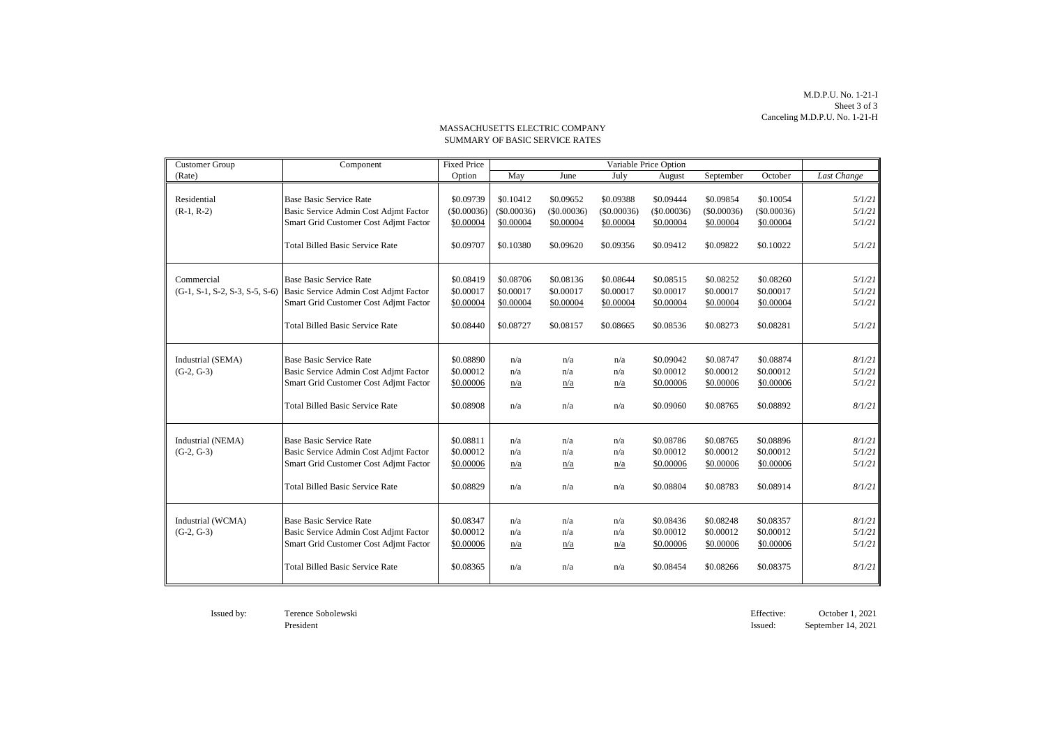M.D.P.U. No. 1-21-I
Sheet 3 of 3
Canceling M.D.P.U. No. 1-21-H

MASSACHUSETTS ELECTRIC COMPANY
SUMMARY OF BASIC SERVICE RATES

| Customer Group (Rate) | Component | Fixed Price Option | Variable Price Option | | | | | | *Last Change* |
|---|---|---|---|---|---|---|---|---|---|
| | | | May | June | July | August | September | October | |
| Residential | Base Basic Service Rate | $0.09739 | $0.10412 | $0.09652 | $0.09388 | $0.09444 | $0.09854 | $0.10054 | *5/1/21* |
| (R-1, R-2) | Basic Service Admin Cost Adjmt Factor | ($0.00036) | ($0.00036) | ($0.00036) | ($0.00036) | ($0.00036) | ($0.00036) | ($0.00036) | *5/1/21* |
| | Smart Grid Customer Cost Adjmt Factor | $0.00004 | $0.00004 | $0.00004 | $0.00004 | $0.00004 | $0.00004 | $0.00004 | *5/1/21* |
| | Total Billed Basic Service Rate | $0.09707 | $0.10380 | $0.09620 | $0.09356 | $0.09412 | $0.09822 | $0.10022 | *5/1/21* |
| Commercial | Base Basic Service Rate | $0.08419 | $0.08706 | $0.08136 | $0.08644 | $0.08515 | $0.08252 | $0.08260 | *5/1/21* |
| (G-1, S-1, S-2, S-3, S-5, S-6) | Basic Service Admin Cost Adjmt Factor | $0.00017 | $0.00017 | $0.00017 | $0.00017 | $0.00017 | $0.00017 | $0.00017 | *5/1/21* |
| | Smart Grid Customer Cost Adjmt Factor | $0.00004 | $0.00004 | $0.00004 | $0.00004 | $0.00004 | $0.00004 | $0.00004 | *5/1/21* |
| | Total Billed Basic Service Rate | $0.08440 | $0.08727 | $0.08157 | $0.08665 | $0.08536 | $0.08273 | $0.08281 | *5/1/21* |
| Industrial (SEMA) | Base Basic Service Rate | $0.08890 | n/a | n/a | n/a | $0.09042 | $0.08747 | $0.08874 | *8/1/21* |
| (G-2, G-3) | Basic Service Admin Cost Adjmt Factor | $0.00012 | n/a | n/a | n/a | $0.00012 | $0.00012 | $0.00012 | *5/1/21* |
| | Smart Grid Customer Cost Adjmt Factor | $0.00006 | n/a | n/a | n/a | $0.00006 | $0.00006 | $0.00006 | *5/1/21* |
| | Total Billed Basic Service Rate | $0.08908 | n/a | n/a | n/a | $0.09060 | $0.08765 | $0.08892 | *8/1/21* |
| Industrial (NEMA) | Base Basic Service Rate | $0.08811 | n/a | n/a | n/a | $0.08786 | $0.08765 | $0.08896 | *8/1/21* |
| (G-2, G-3) | Basic Service Admin Cost Adjmt Factor | $0.00012 | n/a | n/a | n/a | $0.00012 | $0.00012 | $0.00012 | *5/1/21* |
| | Smart Grid Customer Cost Adjmt Factor | $0.00006 | n/a | n/a | n/a | $0.00006 | $0.00006 | $0.00006 | *5/1/21* |
| | Total Billed Basic Service Rate | $0.08829 | n/a | n/a | n/a | $0.08804 | $0.08783 | $0.08914 | *8/1/21* |
| Industrial (WCMA) | Base Basic Service Rate | $0.08347 | n/a | n/a | n/a | $0.08436 | $0.08248 | $0.08357 | *8/1/21* |
| (G-2, G-3) | Basic Service Admin Cost Adjmt Factor | $0.00012 | n/a | n/a | n/a | $0.00012 | $0.00012 | $0.00012 | *5/1/21* |
| | Smart Grid Customer Cost Adjmt Factor | $0.00006 | n/a | n/a | n/a | $0.00006 | $0.00006 | $0.00006 | *5/1/21* |
| | Total Billed Basic Service Rate | $0.08365 | n/a | n/a | n/a | $0.08454 | $0.08266 | $0.08375 | *8/1/21* |

Issued by: Terence Sobolewski
President

Effective: October 1, 2021
Issued: September 14, 2021